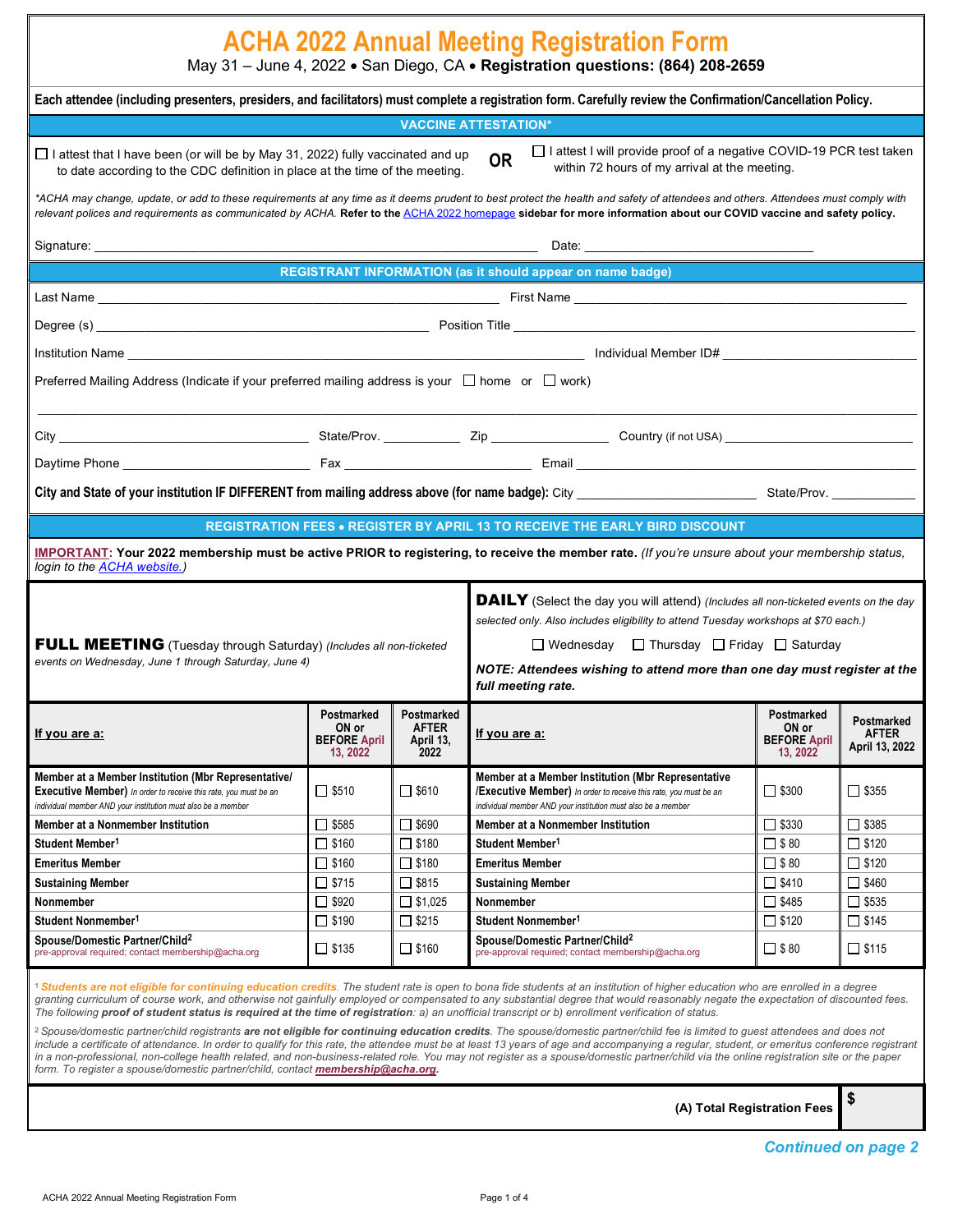# ACHA 2022 Annual Meeting Registration Form

May 31 – June 4, 2022 • San Diego, CA • **Registration questions: (864) 208-2659**

**Each attendee (including presenters, presiders, and facilitators) must complete a registration form. Carefully review the Confirmation/Cancellation Policy.**

## VACCINE ATTESTATION*

☐ I attest that I have been (or will be by May 31, 2022) fully vaccinated and up to date according to the CDC definition in place at the time of the meeting.

**OR**

☐ I attest I will provide proof of a negative COVID-19 PCR test taken within 72 hours of my arrival at the meeting.

*\*ACHA may change, update, or add to these requirements at any time as it deems prudent to best protect the health and safety of attendees and others. Attendees must comply with relevant polices and requirements as communicated by ACHA.* **Refer to the ACHA 2022 homepage sidebar for more information about our COVID vaccine and safety policy.**

Signature: ______________________________ Date: ______________________

## REGISTRANT INFORMATION (as it should appear on name badge)

Last Name ______________________________ First Name ______________________________

Degree (s) ______________________________ Position Title ______________________________

Institution Name ______________________________ Individual Member ID# ______________________

Preferred Mailing Address (Indicate if your preferred mailing address is your ☐ home or ☐ work)

__________________________________________________________________________

City ____________________ State/Prov. __________ Zip ____________ Country (if not USA) ____________________

Daytime Phone ____________________ Fax ____________________ Email ______________________________

**City and State of your institution IF DIFFERENT from mailing address above (for name badge):** City ____________________ State/Prov. __________

## REGISTRATION FEES • REGISTER BY APRIL 13 TO RECEIVE THE EARLY BIRD DISCOUNT

**IMPORTANT: Your 2022 membership must be active PRIOR to registering, to receive the member rate.** *(If you're unsure about your membership status, login to the ACHA website.)*

**FULL MEETING** (Tuesday through Saturday) *(Includes all non-ticketed events on Wednesday, June 1 through Saturday, June 4)*

| If you are a: | Postmarked ON or BEFORE April 13, 2022 | Postmarked AFTER April 13, 2022 |
|---|---|---|
| **Member at a Member Institution (Mbr Representative/ Executive Member)** *In order to receive this rate, you must be an individual member AND your institution must also be a member* | ☐ $510 | ☐ $610 |
| **Member at a Nonmember Institution** | ☐ $585 | ☐ $690 |
| **Student Member[1]** | ☐ $160 | ☐ $180 |
| **Emeritus Member** | ☐ $160 | ☐ $180 |
| **Sustaining Member** | ☐ $715 | ☐ $815 |
| **Nonmember** | ☐ $920 | ☐ $1,025 |
| **Student Nonmember[1]** | ☐ $190 | ☐ $215 |
| **Spouse/Domestic Partner/Child[2]** pre-approval required; contact membership@acha.org | ☐ $135 | ☐ $160 |

**DAILY** (Select the day you will attend) *(Includes all non-ticketed events on the day selected only. Also includes eligibility to attend Tuesday workshops at $70 each.)*

☐ Wednesday ☐ Thursday ☐ Friday ☐ Saturday

***NOTE: Attendees wishing to attend more than one day must register at the full meeting rate.***

| If you are a: | Postmarked ON or BEFORE April 13, 2022 | Postmarked AFTER April 13, 2022 |
|---|---|---|
| **Member at a Member Institution (Mbr Representative /Executive Member)** *In order to receive this rate, you must be an individual member AND your institution must also be a member* | ☐ $300 | ☐ $355 |
| **Member at a Nonmember Institution** | ☐ $330 | ☐ $385 |
| **Student Member[1]** | ☐ $ 80 | ☐ $120 |
| **Emeritus Member** | ☐ $ 80 | ☐ $120 |
| **Sustaining Member** | ☐ $410 | ☐ $460 |
| **Nonmember** | ☐ $485 | ☐ $535 |
| **Student Nonmember[1]** | ☐ $120 | ☐ $145 |
| **Spouse/Domestic Partner/Child[2]** pre-approval required; contact membership@acha.org | ☐ $ 80 | ☐ $115 |

[1] ***Students are not eligible for continuing education credits.*** *The student rate is open to bona fide students at an institution of higher education who are enrolled in a degree granting curriculum of course work, and otherwise not gainfully employed or compensated to any substantial degree that would reasonably negate the expectation of discounted fees. The following **proof of student status is required at the time of registration**: a) an unofficial transcript or b) enrollment verification of status.*

[2] *Spouse/domestic partner/child registrants **are not eligible for continuing education credits**. The spouse/domestic partner/child fee is limited to guest attendees and does not include a certificate of attendance. In order to qualify for this rate, the attendee must be at least 13 years of age and accompanying a regular, student, or emeritus conference registrant in a non-professional, non-college health related, and non-business-related role. You may not register as a spouse/domestic partner/child via the online registration site or the paper form. To register a spouse/domestic partner/child, contact **membership@acha.org**.*

**(A) Total Registration Fees** $ __________

***Continued on page 2***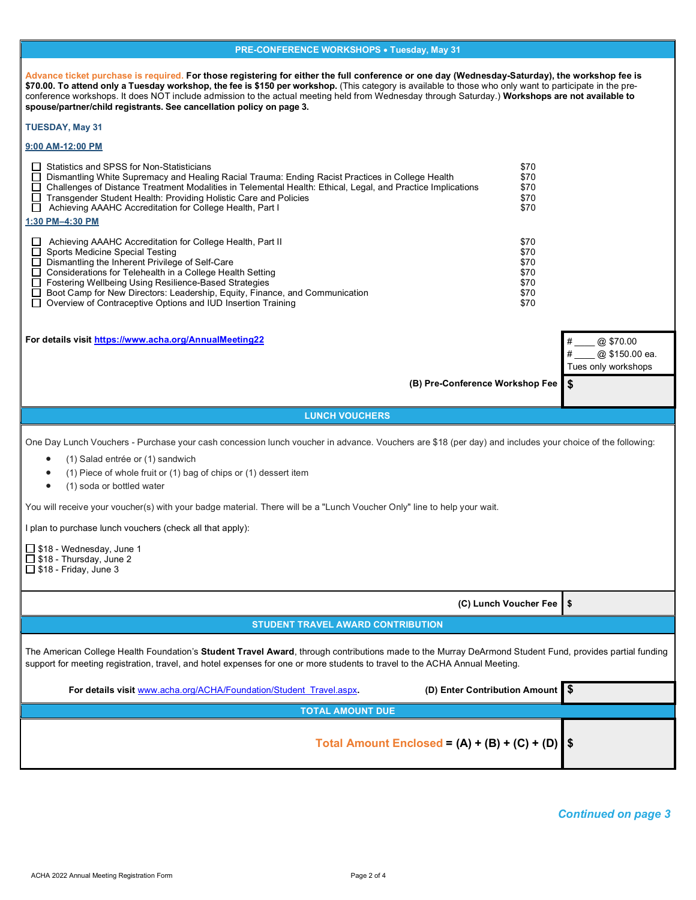## PRE-CONFERENCE WORKSHOPS • Tuesday, May 31

Advance ticket purchase is required. **For those registering for either the full conference or one day (Wednesday-Saturday), the workshop fee is $70.00. To attend only a Tuesday workshop, the fee is $150 per workshop.** (This category is available to those who only want to participate in the pre-conference workshops. It does NOT include admission to the actual meeting held from Wednesday through Saturday.) **Workshops are not available to spouse/partner/child registrants. See cancellation policy on page 3.**

**TUESDAY, May 31**

**9:00 AM-12:00 PM**

- ☐ Statistics and SPSS for Non-Statisticians — $70
- ☐ Dismantling White Supremacy and Healing Racial Trauma: Ending Racist Practices in College Health — $70
- ☐ Challenges of Distance Treatment Modalities in Telemental Health: Ethical, Legal, and Practice Implications — $70
- ☐ Transgender Student Health: Providing Holistic Care and Policies — $70
- ☐ Achieving AAAHC Accreditation for College Health, Part I — $70

**1:30 PM–4:30 PM**

- ☐ Achieving AAAHC Accreditation for College Health, Part II — $70
- ☐ Sports Medicine Special Testing — $70
- ☐ Dismantling the Inherent Privilege of Self-Care — $70
- ☐ Considerations for Telehealth in a College Health Setting — $70
- ☐ Fostering Wellbeing Using Resilience-Based Strategies — $70
- ☐ Boot Camp for New Directors: Leadership, Equity, Finance, and Communication — $70
- ☐ Overview of Contraceptive Options and IUD Insertion Training — $70

**For details visit https://www.acha.org/AnnualMeeting22**

# ____ @ $70.00
# ____ @ $150.00 ea. Tues only workshops

**(B) Pre-Conference Workshop Fee** $

## LUNCH VOUCHERS

One Day Lunch Vouchers - Purchase your cash concession lunch voucher in advance. Vouchers are $18 (per day) and includes your choice of the following:

- (1) Salad entrée or (1) sandwich
- (1) Piece of whole fruit or (1) bag of chips or (1) dessert item
- (1) soda or bottled water

You will receive your voucher(s) with your badge material. There will be a "Lunch Voucher Only" line to help your wait.

I plan to purchase lunch vouchers (check all that apply):

- ☐ $18 - Wednesday, June 1
- ☐ $18 - Thursday, June 2
- ☐ $18 - Friday, June 3

**(C) Lunch Voucher Fee** $

## STUDENT TRAVEL AWARD CONTRIBUTION

The American College Health Foundation's **Student Travel Award**, through contributions made to the Murray DeArmond Student Fund, provides partial funding support for meeting registration, travel, and hotel expenses for one or more students to travel to the ACHA Annual Meeting.

**For details visit www.acha.org/ACHA/Foundation/Student_Travel.aspx.**

**(D) Enter Contribution Amount** $

## TOTAL AMOUNT DUE

**Total Amount Enclosed = (A) + (B) + (C) + (D)** $

*Continued on page 3*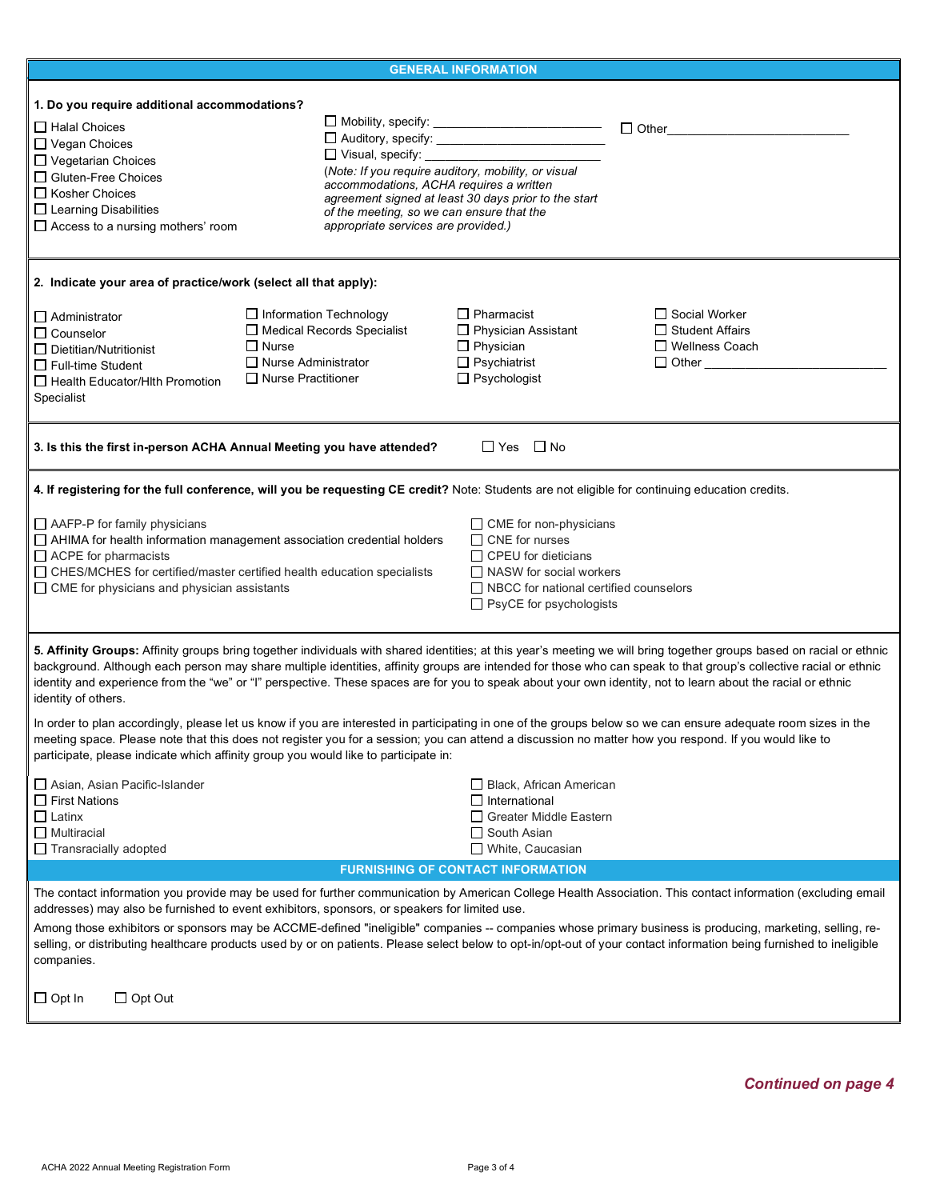## GENERAL INFORMATION

**1. Do you require additional accommodations?**

- ☐ Halal Choices
- ☐ Vegan Choices
- ☐ Vegetarian Choices
- ☐ Gluten-Free Choices
- ☐ Kosher Choices
- ☐ Learning Disabilities
- ☐ Access to a nursing mothers' room
- ☐ Mobility, specify: ________________________
- ☐ Auditory, specify: ________________________
- ☐ Visual, specify: ________________________
- ☐ Other____________________________

*(Note: If you require auditory, mobility, or visual accommodations, ACHA requires a written agreement signed at least 30 days prior to the start of the meeting, so we can ensure that the appropriate services are provided.)*

**2. Indicate your area of practice/work (select all that apply):**

- ☐ Administrator
- ☐ Counselor
- ☐ Dietitian/Nutritionist
- ☐ Full-time Student
- ☐ Health Educator/Hlth Promotion Specialist
- ☐ Information Technology
- ☐ Medical Records Specialist
- ☐ Nurse
- ☐ Nurse Administrator
- ☐ Nurse Practitioner
- ☐ Pharmacist
- ☐ Physician Assistant
- ☐ Physician
- ☐ Psychiatrist
- ☐ Psychologist
- ☐ Social Worker
- ☐ Student Affairs
- ☐ Wellness Coach
- ☐ Other ____________________________

**3. Is this the first in-person ACHA Annual Meeting you have attended?** ☐ Yes ☐ No

**4. If registering for the full conference, will you be requesting CE credit?** Note: Students are not eligible for continuing education credits.

- ☐ AAFP-P for family physicians
- ☐ AHIMA for health information management association credential holders
- ☐ ACPE for pharmacists
- ☐ CHES/MCHES for certified/master certified health education specialists
- ☐ CME for physicians and physician assistants
- ☐ CME for non-physicians
- ☐ CNE for nurses
- ☐ CPEU for dieticians
- ☐ NASW for social workers
- ☐ NBCC for national certified counselors
- ☐ PsyCE for psychologists

**5. Affinity Groups:** Affinity groups bring together individuals with shared identities; at this year's meeting we will bring together groups based on racial or ethnic background. Although each person may share multiple identities, affinity groups are intended for those who can speak to that group's collective racial or ethnic identity and experience from the "we" or "I" perspective. These spaces are for you to speak about your own identity, not to learn about the racial or ethnic identity of others.

In order to plan accordingly, please let us know if you are interested in participating in one of the groups below so we can ensure adequate room sizes in the meeting space. Please note that this does not register you for a session; you can attend a discussion no matter how you respond. If you would like to participate, please indicate which affinity group you would like to participate in:

- ☐ Asian, Asian Pacific-Islander
- ☐ First Nations
- ☐ Latinx
- ☐ Multiracial
- ☐ Transracially adopted
- ☐ Black, African American
- ☐ International
- ☐ Greater Middle Eastern
- ☐ South Asian
- ☐ White, Caucasian

## FURNISHING OF CONTACT INFORMATION

The contact information you provide may be used for further communication by American College Health Association. This contact information (excluding email addresses) may also be furnished to event exhibitors, sponsors, or speakers for limited use.

Among those exhibitors or sponsors may be ACCME-defined "ineligible" companies -- companies whose primary business is producing, marketing, selling, re-selling, or distributing healthcare products used by or on patients. Please select below to opt-in/opt-out of your contact information being furnished to ineligible companies.

☐ Opt In ☐ Opt Out

***Continued on page 4***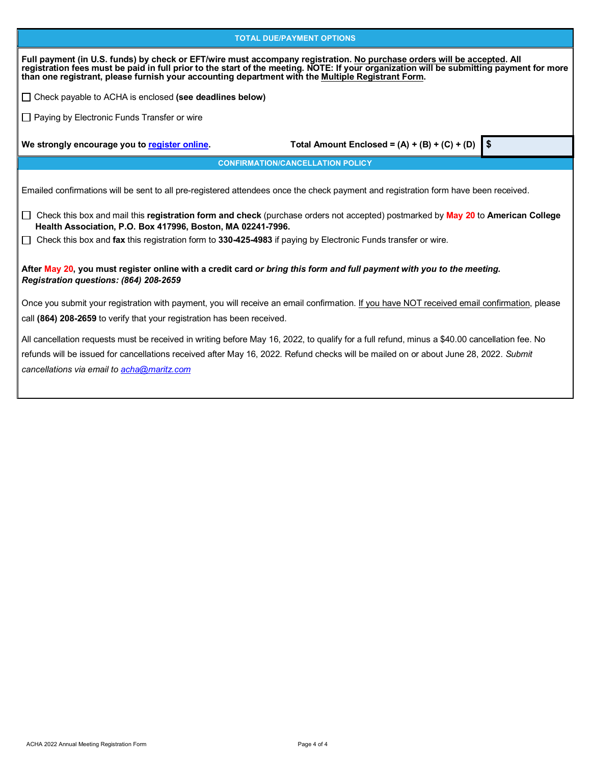## TOTAL DUE/PAYMENT OPTIONS

**Full payment (in U.S. funds) by check or EFT/wire must accompany registration. No purchase orders will be accepted. All registration fees must be paid in full prior to the start of the meeting. NOTE: If your organization will be submitting payment for more than one registrant, please furnish your accounting department with the Multiple Registrant Form.**

☐ Check payable to ACHA is enclosed **(see deadlines below)**

☐ Paying by Electronic Funds Transfer or wire

**We strongly encourage you to register online.**

**Total Amount Enclosed = (A) + (B) + (C) + (D)** | **$**

## CONFIRMATION/CANCELLATION POLICY

Emailed confirmations will be sent to all pre-registered attendees once the check payment and registration form have been received.

☐ Check this box and mail this **registration form and check** (purchase orders not accepted) postmarked by **May 20** to **American College Health Association, P.O. Box 417996, Boston, MA 02241-7996.**

☐ Check this box and **fax** this registration form to **330-425-4983** if paying by Electronic Funds transfer or wire.

**After May 20, you must register online with a credit card *or bring this form and full payment with you to the meeting.***
***Registration questions: (864) 208-2659***

Once you submit your registration with payment, you will receive an email confirmation. If you have NOT received email confirmation, please call **(864) 208-2659** to verify that your registration has been received.

All cancellation requests must be received in writing before May 16, 2022, to qualify for a full refund, minus a $40.00 cancellation fee. No refunds will be issued for cancellations received after May 16, 2022. Refund checks will be mailed on or about June 28, 2022. *Submit cancellations via email to acha@maritz.com*